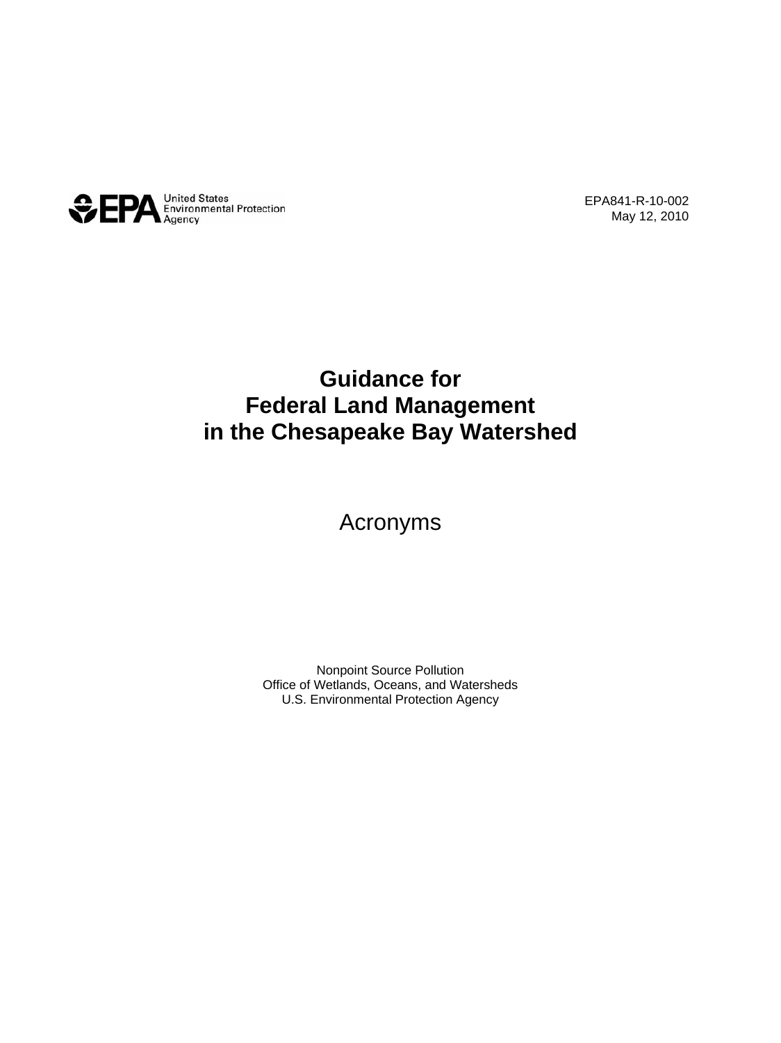United States Environmental Protection Agency

EPA841-R-10-002
May 12, 2010

# Guidance for Federal Land Management in the Chesapeake Bay Watershed

## Acronyms

Nonpoint Source Pollution
Office of Wetlands, Oceans, and Watersheds
U.S. Environmental Protection Agency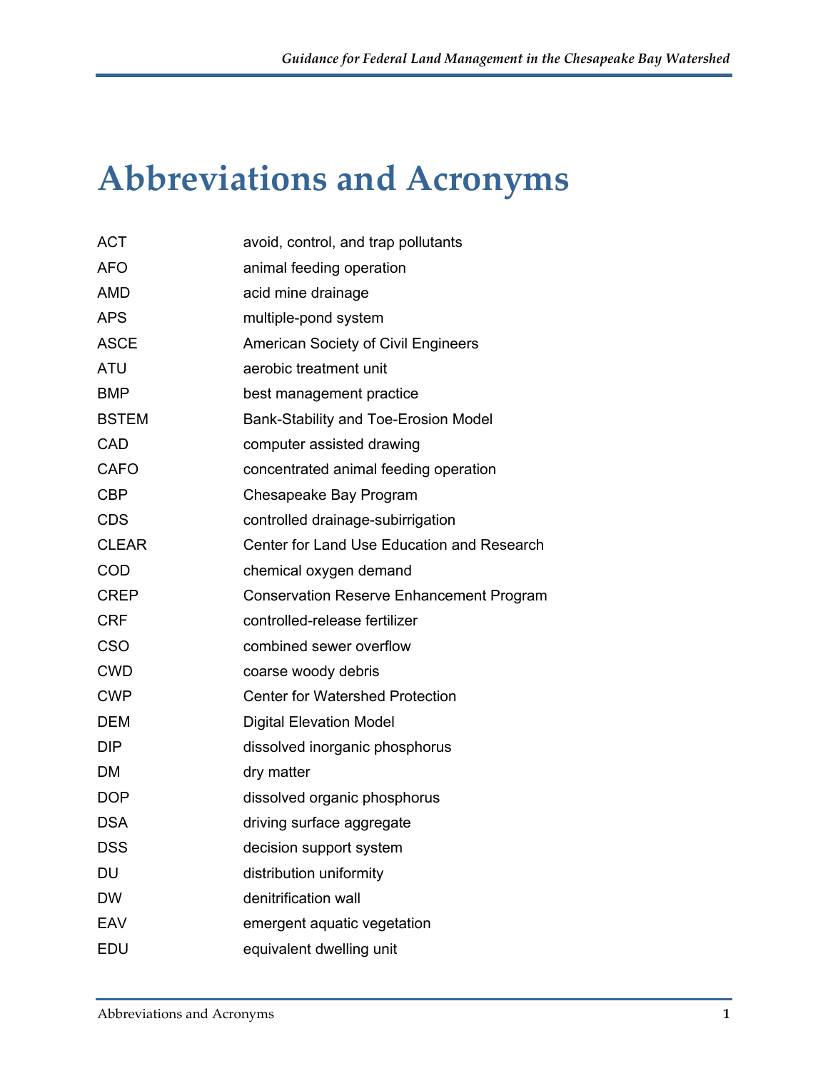# Abbreviations and Acronyms

| | |
|---|---|
| ACT | avoid, control, and trap pollutants |
| AFO | animal feeding operation |
| AMD | acid mine drainage |
| APS | multiple-pond system |
| ASCE | American Society of Civil Engineers |
| ATU | aerobic treatment unit |
| BMP | best management practice |
| BSTEM | Bank-Stability and Toe-Erosion Model |
| CAD | computer assisted drawing |
| CAFO | concentrated animal feeding operation |
| CBP | Chesapeake Bay Program |
| CDS | controlled drainage-subirrigation |
| CLEAR | Center for Land Use Education and Research |
| COD | chemical oxygen demand |
| CREP | Conservation Reserve Enhancement Program |
| CRF | controlled-release fertilizer |
| CSO | combined sewer overflow |
| CWD | coarse woody debris |
| CWP | Center for Watershed Protection |
| DEM | Digital Elevation Model |
| DIP | dissolved inorganic phosphorus |
| DM | dry matter |
| DOP | dissolved organic phosphorus |
| DSA | driving surface aggregate |
| DSS | decision support system |
| DU | distribution uniformity |
| DW | denitrification wall |
| EAV | emergent aquatic vegetation |
| EDU | equivalent dwelling unit |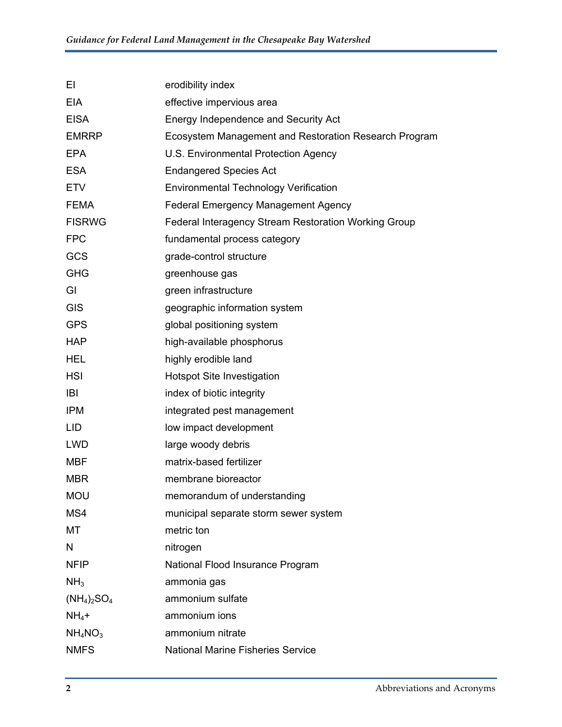| | |
|---|---|
| EI | erodibility index |
| EIA | effective impervious area |
| EISA | Energy Independence and Security Act |
| EMRRP | Ecosystem Management and Restoration Research Program |
| EPA | U.S. Environmental Protection Agency |
| ESA | Endangered Species Act |
| ETV | Environmental Technology Verification |
| FEMA | Federal Emergency Management Agency |
| FISRWG | Federal Interagency Stream Restoration Working Group |
| FPC | fundamental process category |
| GCS | grade-control structure |
| GHG | greenhouse gas |
| GI | green infrastructure |
| GIS | geographic information system |
| GPS | global positioning system |
| HAP | high-available phosphorus |
| HEL | highly erodible land |
| HSI | Hotspot Site Investigation |
| IBI | index of biotic integrity |
| IPM | integrated pest management |
| LID | low impact development |
| LWD | large woody debris |
| MBF | matrix-based fertilizer |
| MBR | membrane bioreactor |
| MOU | memorandum of understanding |
| MS4 | municipal separate storm sewer system |
| MT | metric ton |
| N | nitrogen |
| NFIP | National Flood Insurance Program |
| $NH_3$ | ammonia gas |
| $(NH_4)_2SO_4$ | ammonium sulfate |
| $NH_4+$ | ammonium ions |
| $NH_4NO_3$ | ammonium nitrate |
| NMFS | National Marine Fisheries Service |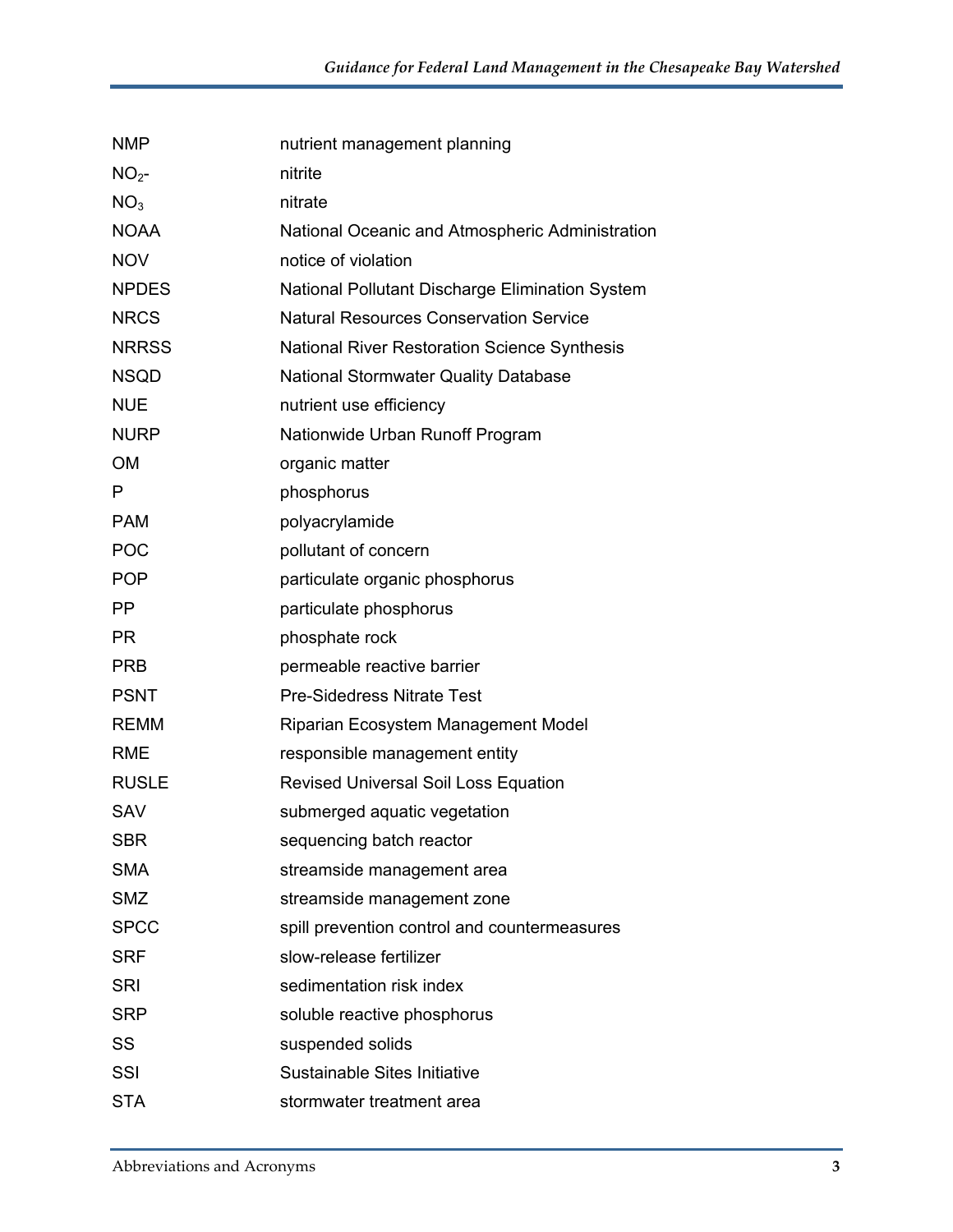| | |
|---|---|
| NMP | nutrient management planning |
| $NO_2$- | nitrite |
| $NO_3$ | nitrate |
| NOAA | National Oceanic and Atmospheric Administration |
| NOV | notice of violation |
| NPDES | National Pollutant Discharge Elimination System |
| NRCS | Natural Resources Conservation Service |
| NRRSS | National River Restoration Science Synthesis |
| NSQD | National Stormwater Quality Database |
| NUE | nutrient use efficiency |
| NURP | Nationwide Urban Runoff Program |
| OM | organic matter |
| P | phosphorus |
| PAM | polyacrylamide |
| POC | pollutant of concern |
| POP | particulate organic phosphorus |
| PP | particulate phosphorus |
| PR | phosphate rock |
| PRB | permeable reactive barrier |
| PSNT | Pre-Sidedress Nitrate Test |
| REMM | Riparian Ecosystem Management Model |
| RME | responsible management entity |
| RUSLE | Revised Universal Soil Loss Equation |
| SAV | submerged aquatic vegetation |
| SBR | sequencing batch reactor |
| SMA | streamside management area |
| SMZ | streamside management zone |
| SPCC | spill prevention control and countermeasures |
| SRF | slow-release fertilizer |
| SRI | sedimentation risk index |
| SRP | soluble reactive phosphorus |
| SS | suspended solids |
| SSI | Sustainable Sites Initiative |
| STA | stormwater treatment area |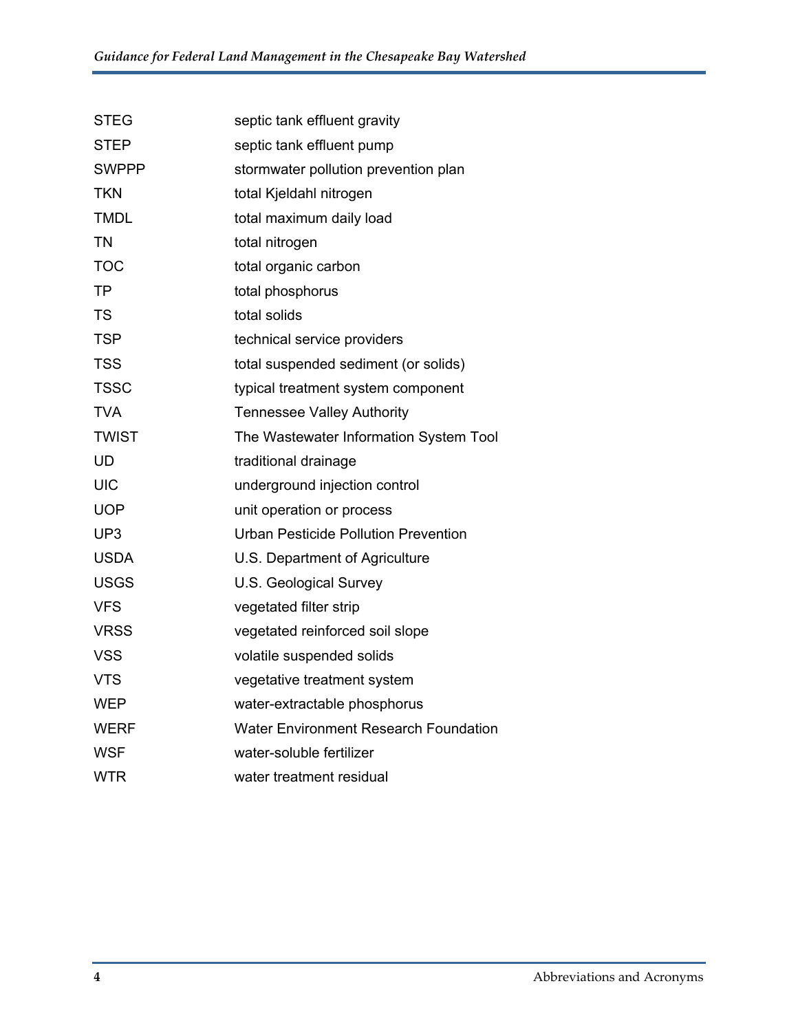| | |
|---|---|
| STEG | septic tank effluent gravity |
| STEP | septic tank effluent pump |
| SWPPP | stormwater pollution prevention plan |
| TKN | total Kjeldahl nitrogen |
| TMDL | total maximum daily load |
| TN | total nitrogen |
| TOC | total organic carbon |
| TP | total phosphorus |
| TS | total solids |
| TSP | technical service providers |
| TSS | total suspended sediment (or solids) |
| TSSC | typical treatment system component |
| TVA | Tennessee Valley Authority |
| TWIST | The Wastewater Information System Tool |
| UD | traditional drainage |
| UIC | underground injection control |
| UOP | unit operation or process |
| UP3 | Urban Pesticide Pollution Prevention |
| USDA | U.S. Department of Agriculture |
| USGS | U.S. Geological Survey |
| VFS | vegetated filter strip |
| VRSS | vegetated reinforced soil slope |
| VSS | volatile suspended solids |
| VTS | vegetative treatment system |
| WEP | water-extractable phosphorus |
| WERF | Water Environment Research Foundation |
| WSF | water-soluble fertilizer |
| WTR | water treatment residual |